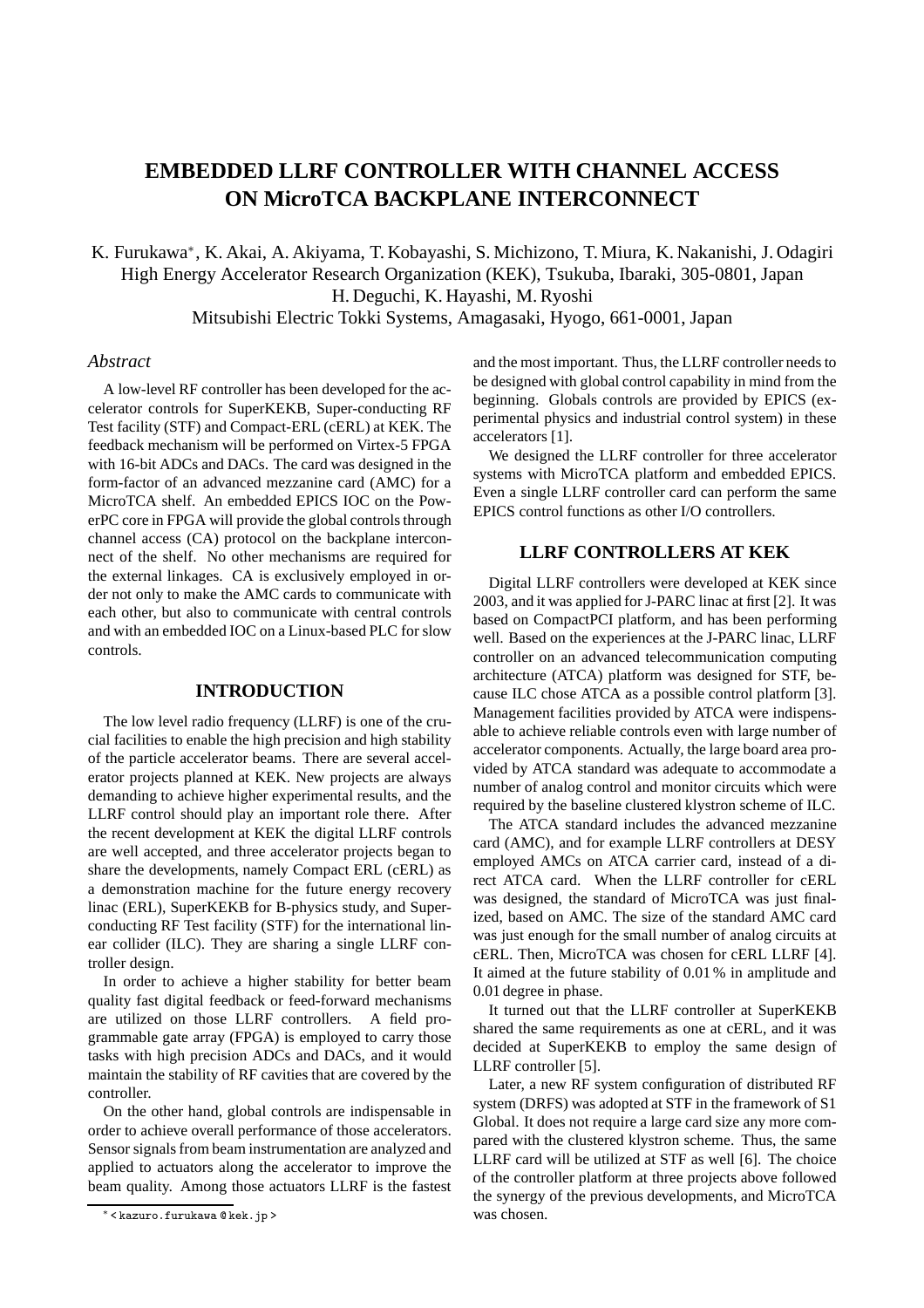# EMBEDDED LLRF CONTROLLER WITH CHANNEL ACCESS ON MicroTCA BACKPLANE INTERCONNECT

K. Furukawa*, K. Akai, A. Akiyama, T. Kobayashi, S. Michizono, T. Miura, K. Nakanishi, J. Odagiri
High Energy Accelerator Research Organization (KEK), Tsukuba, Ibaraki, 305-0801, Japan
H. Deguchi, K. Hayashi, M. Ryoshi
Mitsubishi Electric Tokki Systems, Amagasaki, Hyogo, 661-0001, Japan

### *Abstract*

A low-level RF controller has been developed for the accelerator controls for SuperKEKB, Super-conducting RF Test facility (STF) and Compact-ERL (cERL) at KEK. The feedback mechanism will be performed on Virtex-5 FPGA with 16-bit ADCs and DACs. The card was designed in the form-factor of an advanced mezzanine card (AMC) for a MicroTCA shelf. An embedded EPICS IOC on the PowerPC core in FPGA will provide the global controls through channel access (CA) protocol on the backplane interconnect of the shelf. No other mechanisms are required for the external linkages. CA is exclusively employed in order not only to make the AMC cards to communicate with each other, but also to communicate with central controls and with an embedded IOC on a Linux-based PLC for slow controls.

## INTRODUCTION

The low level radio frequency (LLRF) is one of the crucial facilities to enable the high precision and high stability of the particle accelerator beams. There are several accelerator projects planned at KEK. New projects are always demanding to achieve higher experimental results, and the LLRF control should play an important role there. After the recent development at KEK the digital LLRF controls are well accepted, and three accelerator projects began to share the developments, namely Compact ERL (cERL) as a demonstration machine for the future energy recovery linac (ERL), SuperKEKB for B-physics study, and Superconducting RF Test facility (STF) for the international linear collider (ILC). They are sharing a single LLRF controller design.

In order to achieve a higher stability for better beam quality fast digital feedback or feed-forward mechanisms are utilized on those LLRF controllers. A field programmable gate array (FPGA) is employed to carry those tasks with high precision ADCs and DACs, and it would maintain the stability of RF cavities that are covered by the controller.

On the other hand, global controls are indispensable in order to achieve overall performance of those accelerators. Sensor signals from beam instrumentation are analyzed and applied to actuators along the accelerator to improve the beam quality. Among those actuators LLRF is the fastest and the most important. Thus, the LLRF controller needs to be designed with global control capability in mind from the beginning. Globals controls are provided by EPICS (experimental physics and industrial control system) in these accelerators [1].

We designed the LLRF controller for three accelerator systems with MicroTCA platform and embedded EPICS. Even a single LLRF controller card can perform the same EPICS control functions as other I/O controllers.

## LLRF CONTROLLERS AT KEK

Digital LLRF controllers were developed at KEK since 2003, and it was applied for J-PARC linac at first [2]. It was based on CompactPCI platform, and has been performing well. Based on the experiences at the J-PARC linac, LLRF controller on an advanced telecommunication computing architecture (ATCA) platform was designed for STF, because ILC chose ATCA as a possible control platform [3]. Management facilities provided by ATCA were indispensable to achieve reliable controls even with large number of accelerator components. Actually, the large board area provided by ATCA standard was adequate to accommodate a number of analog control and monitor circuits which were required by the baseline clustered klystron scheme of ILC.

The ATCA standard includes the advanced mezzanine card (AMC), and for example LLRF controllers at DESY employed AMCs on ATCA carrier card, instead of a direct ATCA card. When the LLRF controller for cERL was designed, the standard of MicroTCA was just finalized, based on AMC. The size of the standard AMC card was just enough for the small number of analog circuits at cERL. Then, MicroTCA was chosen for cERL LLRF [4]. It aimed at the future stability of 0.01 % in amplitude and 0.01 degree in phase.

It turned out that the LLRF controller at SuperKEKB shared the same requirements as one at cERL, and it was decided at SuperKEKB to employ the same design of LLRF controller [5].

Later, a new RF system configuration of distributed RF system (DRFS) was adopted at STF in the framework of S1 Global. It does not require a large card size any more compared with the clustered klystron scheme. Thus, the same LLRF card will be utilized at STF as well [6]. The choice of the controller platform at three projects above followed the synergy of the previous developments, and MicroTCA was chosen.

* < kazuro.furukawa @ kek. jp >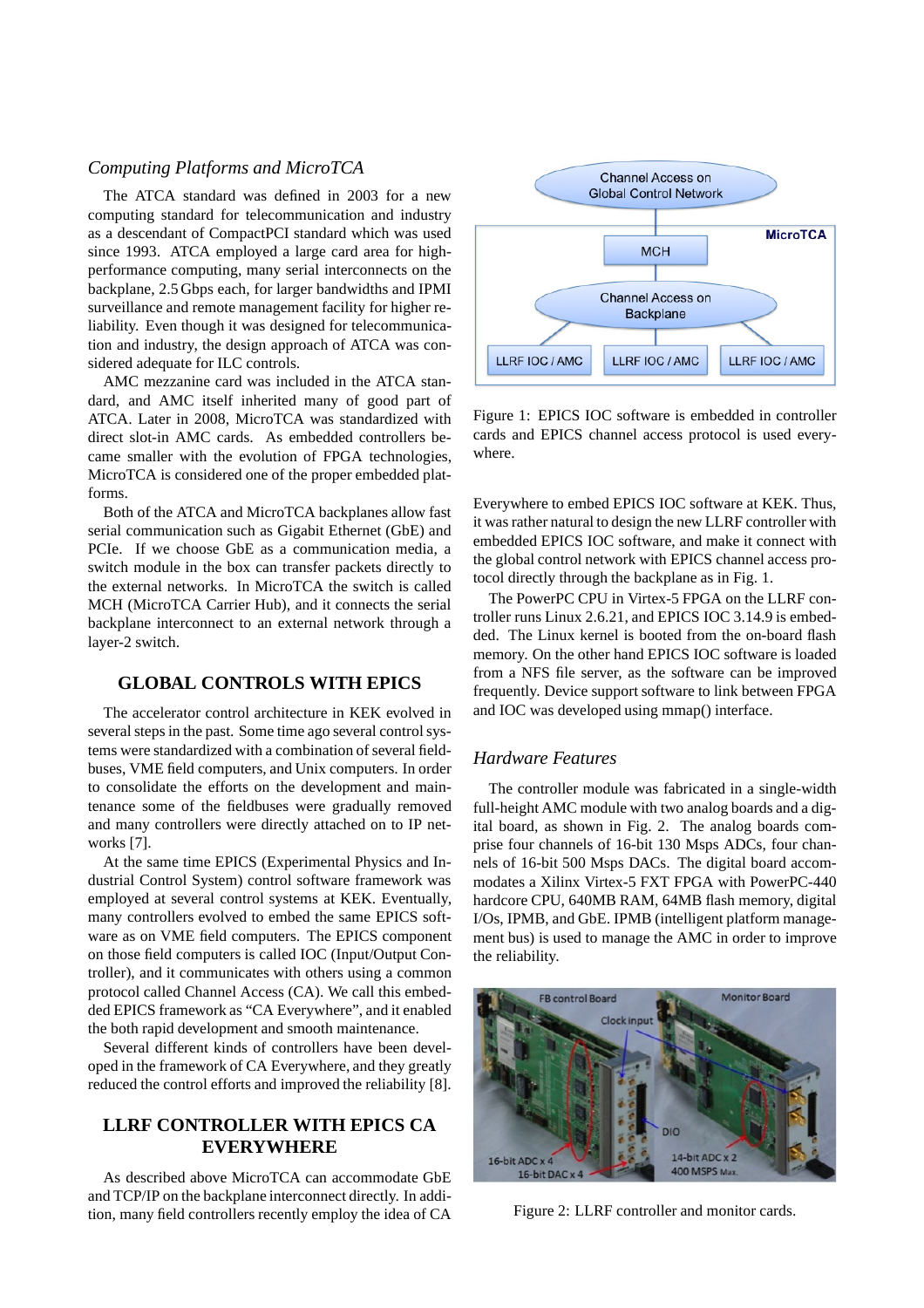### *Computing Platforms and MicroTCA*

The ATCA standard was defined in 2003 for a new computing standard for telecommunication and industry as a descendant of CompactPCI standard which was used since 1993. ATCA employed a large card area for high-performance computing, many serial interconnects on the backplane, 2.5 Gbps each, for larger bandwidths and IPMI surveillance and remote management facility for higher reliability. Even though it was designed for telecommunication and industry, the design approach of ATCA was considered adequate for ILC controls.

AMC mezzanine card was included in the ATCA standard, and AMC itself inherited many of good part of ATCA. Later in 2008, MicroTCA was standardized with direct slot-in AMC cards. As embedded controllers became smaller with the evolution of FPGA technologies, MicroTCA is considered one of the proper embedded platforms.

Both of the ATCA and MicroTCA backplanes allow fast serial communication such as Gigabit Ethernet (GbE) and PCIe. If we choose GbE as a communication media, a switch module in the box can transfer packets directly to the external networks. In MicroTCA the switch is called MCH (MicroTCA Carrier Hub), and it connects the serial backplane interconnect to an external network through a layer-2 switch.

## GLOBAL CONTROLS WITH EPICS

The accelerator control architecture in KEK evolved in several steps in the past. Some time ago several control systems were standardized with a combination of several field-buses, VME field computers, and Unix computers. In order to consolidate the efforts on the development and maintenance some of the fieldbuses were gradually removed and many controllers were directly attached on to IP networks [7].

At the same time EPICS (Experimental Physics and Industrial Control System) control software framework was employed at several control systems at KEK. Eventually, many controllers evolved to embed the same EPICS software as on VME field computers. The EPICS component on those field computers is called IOC (Input/Output Controller), and it communicates with others using a common protocol called Channel Access (CA). We call this embedded EPICS framework as "CA Everywhere", and it enabled the both rapid development and smooth maintenance.

Several different kinds of controllers have been developed in the framework of CA Everywhere, and they greatly reduced the control efforts and improved the reliability [8].

## LLRF CONTROLLER WITH EPICS CA EVERYWHERE

As described above MicroTCA can accommodate GbE and TCP/IP on the backplane interconnect directly. In addition, many field controllers recently employ the idea of CA Everywhere to embed EPICS IOC software at KEK. Thus, it was rather natural to design the new LLRF controller with embedded EPICS IOC software, and make it connect with the global control network with EPICS channel access protocol directly through the backplane as in Fig. 1.

Figure 1: EPICS IOC software is embedded in controller cards and EPICS channel access protocol is used everywhere.

The PowerPC CPU in Virtex-5 FPGA on the LLRF controller runs Linux 2.6.21, and EPICS IOC 3.14.9 is embedded. The Linux kernel is booted from the on-board flash memory. On the other hand EPICS IOC software is loaded from a NFS file server, as the software can be improved frequently. Device support software to link between FPGA and IOC was developed using mmap() interface.

### *Hardware Features*

The controller module was fabricated in a single-width full-height AMC module with two analog boards and a digital board, as shown in Fig. 2. The analog boards comprise four channels of 16-bit 130 Msps ADCs, four channels of 16-bit 500 Msps DACs. The digital board accommodates a Xilinx Virtex-5 FXT FPGA with PowerPC-440 hardcore CPU, 640MB RAM, 64MB flash memory, digital I/Os, IPMB, and GbE. IPMB (intelligent platform management bus) is used to manage the AMC in order to improve the reliability.

Figure 2: LLRF controller and monitor cards.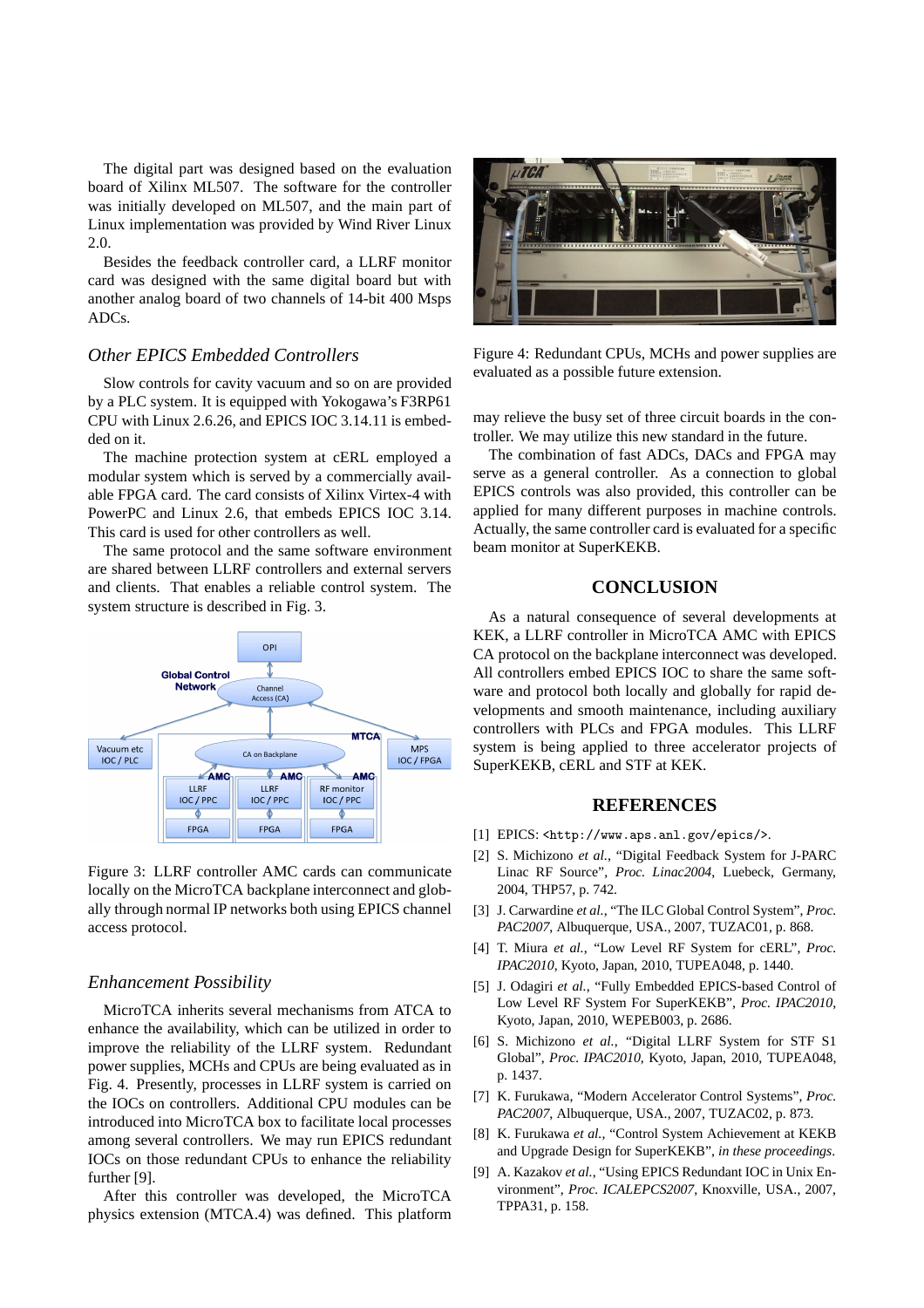The digital part was designed based on the evaluation board of Xilinx ML507. The software for the controller was initially developed on ML507, and the main part of Linux implementation was provided by Wind River Linux 2.0.

Besides the feedback controller card, a LLRF monitor card was designed with the same digital board but with another analog board of two channels of 14-bit 400 Msps ADCs.

### *Other EPICS Embedded Controllers*

Slow controls for cavity vacuum and so on are provided by a PLC system. It is equipped with Yokogawa's F3RP61 CPU with Linux 2.6.26, and EPICS IOC 3.14.11 is embedded on it.

The machine protection system at cERL employed a modular system which is served by a commercially available FPGA card. The card consists of Xilinx Virtex-4 with PowerPC and Linux 2.6, that embeds EPICS IOC 3.14. This card is used for other controllers as well.

The same protocol and the same software environment are shared between LLRF controllers and external servers and clients. That enables a reliable control system. The system structure is described in Fig. 3.

OPI
Global Control Network
Channel Access (CA)
MTCA
Vacuum etc IOC / PLC
CA on Backplane
MPS IOC / FPGA
AMC
LLRF IOC / PPC
FPGA
AMC
LLRF IOC / PPC
FPGA
AMC
RF monitor IOC / PPC
FPGA

Figure 3: LLRF controller AMC cards can communicate locally on the MicroTCA backplane interconnect and globally through normal IP networks both using EPICS channel access protocol.

### *Enhancement Possibility*

MicroTCA inherits several mechanisms from ATCA to enhance the availability, which can be utilized in order to improve the reliability of the LLRF system. Redundant power supplies, MCHs and CPUs are being evaluated as in Fig. 4. Presently, processes in LLRF system is carried on the IOCs on controllers. Additional CPU modules can be introduced into MicroTCA box to facilitate local processes among several controllers. We may run EPICS redundant IOCs on those redundant CPUs to enhance the reliability further [9].

After this controller was developed, the MicroTCA physics extension (MTCA.4) was defined. This platform may relieve the busy set of three circuit boards in the controller. We may utilize this new standard in the future.

Figure 4: Redundant CPUs, MCHs and power supplies are evaluated as a possible future extension.

The combination of fast ADCs, DACs and FPGA may serve as a general controller. As a connection to global EPICS controls was also provided, this controller can be applied for many different purposes in machine controls. Actually, the same controller card is evaluated for a specific beam monitor at SuperKEKB.

## CONCLUSION

As a natural consequence of several developments at KEK, a LLRF controller in MicroTCA AMC with EPICS CA protocol on the backplane interconnect was developed. All controllers embed EPICS IOC to share the same software and protocol both locally and globally for rapid developments and smooth maintenance, including auxiliary controllers with PLCs and FPGA modules. This LLRF system is being applied to three accelerator projects of SuperKEKB, cERL and STF at KEK.

## REFERENCES

[1] EPICS: <http://www.aps.anl.gov/epics/>.

[2] S. Michizono *et al.*, "Digital Feedback System for J-PARC Linac RF Source", *Proc. Linac2004*, Luebeck, Germany, 2004, THP57, p. 742.

[3] J. Carwardine *et al.*, "The ILC Global Control System", *Proc. PAC2007*, Albuquerque, USA., 2007, TUZAC01, p. 868.

[4] T. Miura *et al.*, "Low Level RF System for cERL", *Proc. IPAC2010*, Kyoto, Japan, 2010, TUPEA048, p. 1440.

[5] J. Odagiri *et al.*, "Fully Embedded EPICS-based Control of Low Level RF System For SuperKEKB", *Proc. IPAC2010*, Kyoto, Japan, 2010, WEPEB003, p. 2686.

[6] S. Michizono *et al.*, "Digital LLRF System for STF S1 Global", *Proc. IPAC2010*, Kyoto, Japan, 2010, TUPEA048, p. 1437.

[7] K. Furukawa, "Modern Accelerator Control Systems", *Proc. PAC2007*, Albuquerque, USA., 2007, TUZAC02, p. 873.

[8] K. Furukawa *et al.*, "Control System Achievement at KEKB and Upgrade Design for SuperKEKB", *in these proceedings*.

[9] A. Kazakov *et al.*, "Using EPICS Redundant IOC in Unix Environment", *Proc. ICALEPCS2007*, Knoxville, USA., 2007, TPPA31, p. 158.